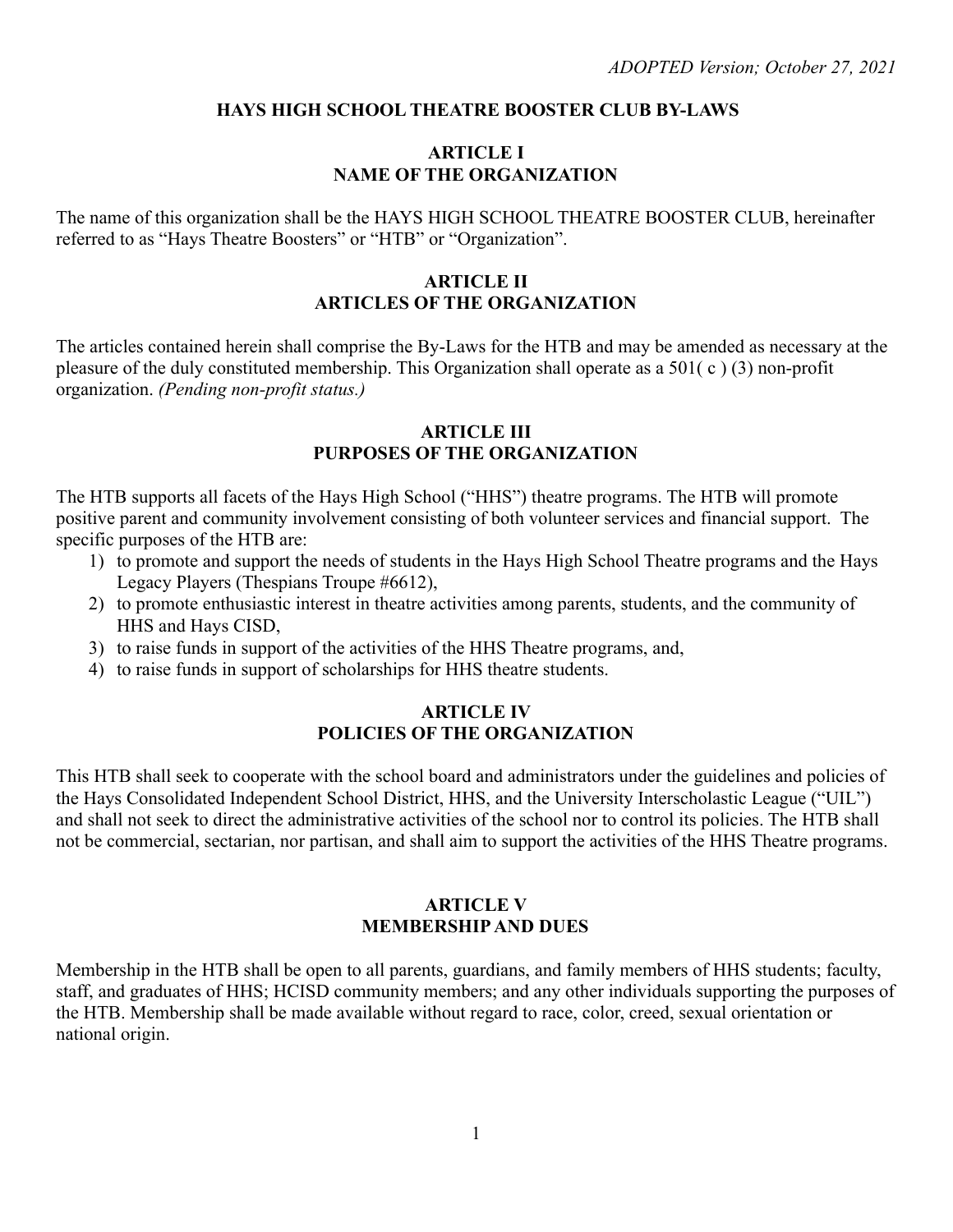*ADOPTED Version; October 27, 2021*

# HAYS HIGH SCHOOL THEATRE BOOSTER CLUB BY-LAWS

## ARTICLE I
## NAME OF THE ORGANIZATION

The name of this organization shall be the HAYS HIGH SCHOOL THEATRE BOOSTER CLUB, hereinafter referred to as "Hays Theatre Boosters" or "HTB" or "Organization".

## ARTICLE II
## ARTICLES OF THE ORGANIZATION

The articles contained herein shall comprise the By-Laws for the HTB and may be amended as necessary at the pleasure of the duly constituted membership. This Organization shall operate as a 501( c ) (3) non-profit organization. *(Pending non-profit status.)*

## ARTICLE III
## PURPOSES OF THE ORGANIZATION

The HTB supports all facets of the Hays High School ("HHS") theatre programs. The HTB will promote positive parent and community involvement consisting of both volunteer services and financial support. The specific purposes of the HTB are:

1) to promote and support the needs of students in the Hays High School Theatre programs and the Hays Legacy Players (Thespians Troupe #6612),
2) to promote enthusiastic interest in theatre activities among parents, students, and the community of HHS and Hays CISD,
3) to raise funds in support of the activities of the HHS Theatre programs, and,
4) to raise funds in support of scholarships for HHS theatre students.

## ARTICLE IV
## POLICIES OF THE ORGANIZATION

This HTB shall seek to cooperate with the school board and administrators under the guidelines and policies of the Hays Consolidated Independent School District, HHS, and the University Interscholastic League ("UIL") and shall not seek to direct the administrative activities of the school nor to control its policies. The HTB shall not be commercial, sectarian, nor partisan, and shall aim to support the activities of the HHS Theatre programs.

## ARTICLE V
## MEMBERSHIP AND DUES

Membership in the HTB shall be open to all parents, guardians, and family members of HHS students; faculty, staff, and graduates of HHS; HCISD community members; and any other individuals supporting the purposes of the HTB. Membership shall be made available without regard to race, color, creed, sexual orientation or national origin.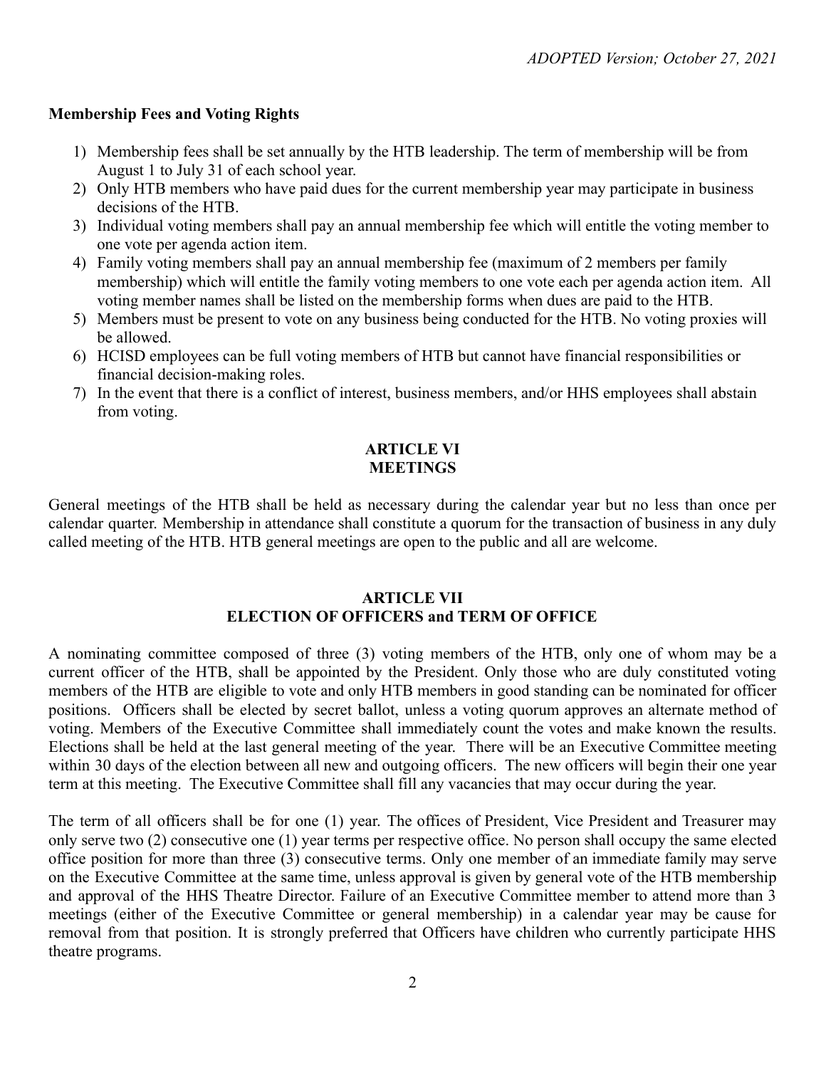**Membership Fees and Voting Rights**

1) Membership fees shall be set annually by the HTB leadership. The term of membership will be from August 1 to July 31 of each school year.
2) Only HTB members who have paid dues for the current membership year may participate in business decisions of the HTB.
3) Individual voting members shall pay an annual membership fee which will entitle the voting member to one vote per agenda action item.
4) Family voting members shall pay an annual membership fee (maximum of 2 members per family membership) which will entitle the family voting members to one vote each per agenda action item. All voting member names shall be listed on the membership forms when dues are paid to the HTB.
5) Members must be present to vote on any business being conducted for the HTB. No voting proxies will be allowed.
6) HCISD employees can be full voting members of HTB but cannot have financial responsibilities or financial decision-making roles.
7) In the event that there is a conflict of interest, business members, and/or HHS employees shall abstain from voting.

## ARTICLE VI
## MEETINGS

General meetings of the HTB shall be held as necessary during the calendar year but no less than once per calendar quarter. Membership in attendance shall constitute a quorum for the transaction of business in any duly called meeting of the HTB. HTB general meetings are open to the public and all are welcome.

## ARTICLE VII
## ELECTION OF OFFICERS and TERM OF OFFICE

A nominating committee composed of three (3) voting members of the HTB, only one of whom may be a current officer of the HTB, shall be appointed by the President. Only those who are duly constituted voting members of the HTB are eligible to vote and only HTB members in good standing can be nominated for officer positions. Officers shall be elected by secret ballot, unless a voting quorum approves an alternate method of voting. Members of the Executive Committee shall immediately count the votes and make known the results. Elections shall be held at the last general meeting of the year. There will be an Executive Committee meeting within 30 days of the election between all new and outgoing officers. The new officers will begin their one year term at this meeting. The Executive Committee shall fill any vacancies that may occur during the year.

The term of all officers shall be for one (1) year. The offices of President, Vice President and Treasurer may only serve two (2) consecutive one (1) year terms per respective office. No person shall occupy the same elected office position for more than three (3) consecutive terms. Only one member of an immediate family may serve on the Executive Committee at the same time, unless approval is given by general vote of the HTB membership and approval of the HHS Theatre Director. Failure of an Executive Committee member to attend more than 3 meetings (either of the Executive Committee or general membership) in a calendar year may be cause for removal from that position. It is strongly preferred that Officers have children who currently participate HHS theatre programs.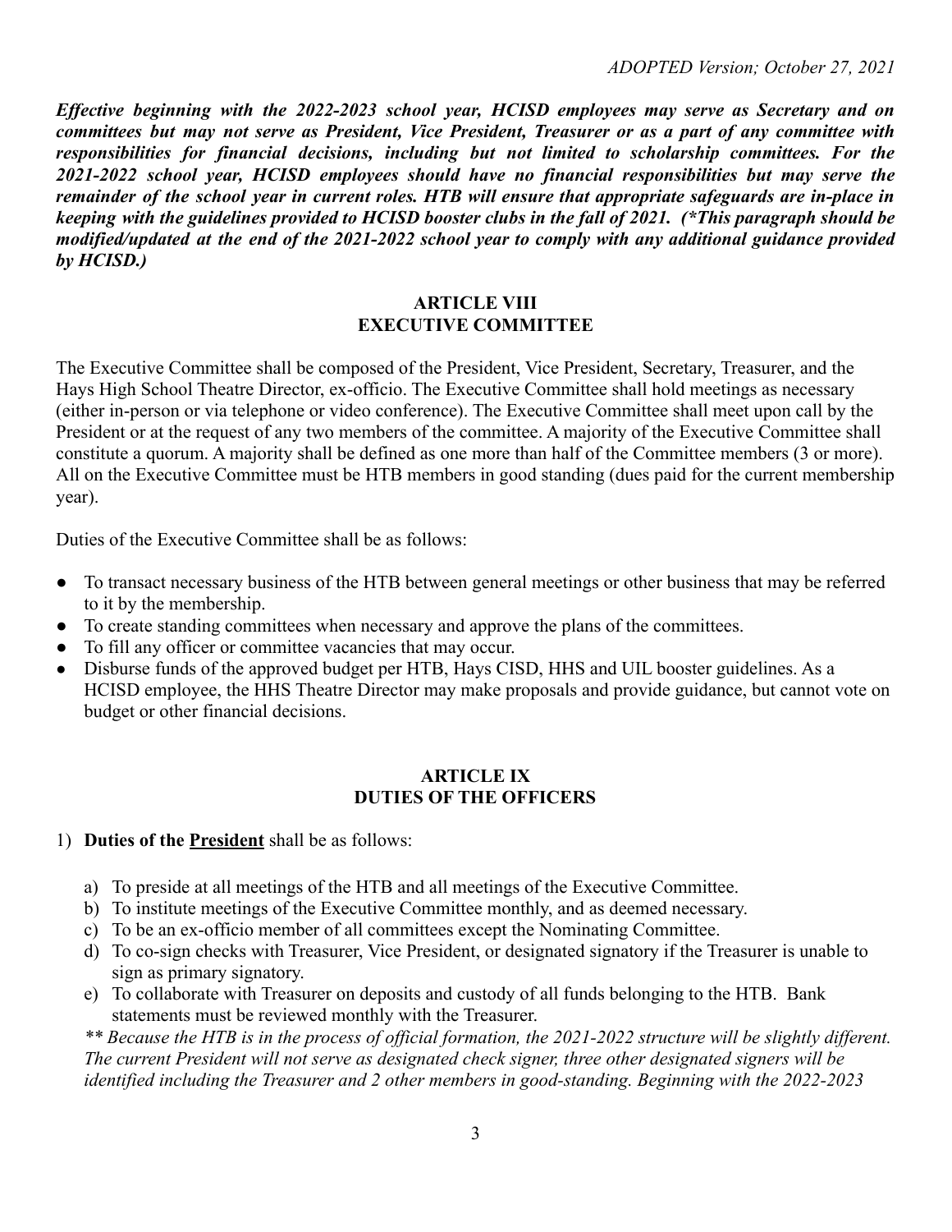*ADOPTED Version; October 27, 2021*

***Effective beginning with the 2022-2023 school year, HCISD employees may serve as Secretary and on committees but may not serve as President, Vice President, Treasurer or as a part of any committee with responsibilities for financial decisions, including but not limited to scholarship committees. For the 2021-2022 school year, HCISD employees should have no financial responsibilities but may serve the remainder of the school year in current roles. HTB will ensure that appropriate safeguards are in-place in keeping with the guidelines provided to HCISD booster clubs in the fall of 2021. (*This paragraph should be modified/updated at the end of the 2021-2022 school year to comply with any additional guidance provided by HCISD.)***

## ARTICLE VIII
## EXECUTIVE COMMITTEE

The Executive Committee shall be composed of the President, Vice President, Secretary, Treasurer, and the Hays High School Theatre Director, ex-officio. The Executive Committee shall hold meetings as necessary (either in-person or via telephone or video conference). The Executive Committee shall meet upon call by the President or at the request of any two members of the committee. A majority of the Executive Committee shall constitute a quorum. A majority shall be defined as one more than half of the Committee members (3 or more). All on the Executive Committee must be HTB members in good standing (dues paid for the current membership year).

Duties of the Executive Committee shall be as follows:

- To transact necessary business of the HTB between general meetings or other business that may be referred to it by the membership.
- To create standing committees when necessary and approve the plans of the committees.
- To fill any officer or committee vacancies that may occur.
- Disburse funds of the approved budget per HTB, Hays CISD, HHS and UIL booster guidelines. As a HCISD employee, the HHS Theatre Director may make proposals and provide guidance, but cannot vote on budget or other financial decisions.

## ARTICLE IX
## DUTIES OF THE OFFICERS

1) **Duties of the <u>President</u>** shall be as follows:

   a) To preside at all meetings of the HTB and all meetings of the Executive Committee.
   b) To institute meetings of the Executive Committee monthly, and as deemed necessary.
   c) To be an ex-officio member of all committees except the Nominating Committee.
   d) To co-sign checks with Treasurer, Vice President, or designated signatory if the Treasurer is unable to sign as primary signatory.
   e) To collaborate with Treasurer on deposits and custody of all funds belonging to the HTB. Bank statements must be reviewed monthly with the Treasurer.

*** Because the HTB is in the process of official formation, the 2021-2022 structure will be slightly different. The current President will not serve as designated check signer, three other designated signers will be identified including the Treasurer and 2 other members in good-standing. Beginning with the 2022-2023*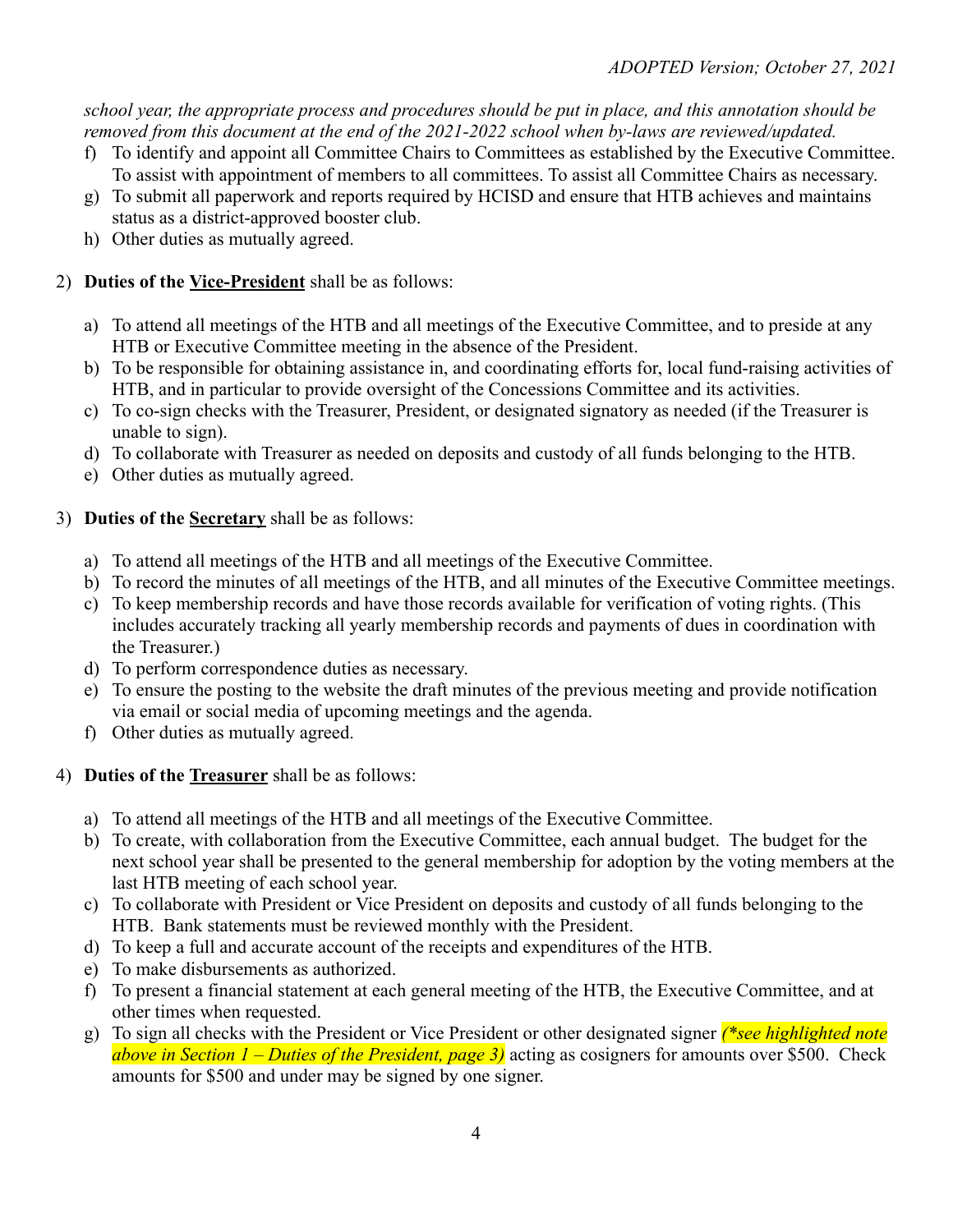*school year, the appropriate process and procedures should be put in place, and this annotation should be removed from this document at the end of the 2021-2022 school when by-laws are reviewed/updated.*

f) To identify and appoint all Committee Chairs to Committees as established by the Executive Committee. To assist with appointment of members to all committees. To assist all Committee Chairs as necessary.
g) To submit all paperwork and reports required by HCISD and ensure that HTB achieves and maintains status as a district-approved booster club.
h) Other duties as mutually agreed.

2) **Duties of the <u>Vice-President</u>** shall be as follows:

   a) To attend all meetings of the HTB and all meetings of the Executive Committee, and to preside at any HTB or Executive Committee meeting in the absence of the President.
   b) To be responsible for obtaining assistance in, and coordinating efforts for, local fund-raising activities of HTB, and in particular to provide oversight of the Concessions Committee and its activities.
   c) To co-sign checks with the Treasurer, President, or designated signatory as needed (if the Treasurer is unable to sign).
   d) To collaborate with Treasurer as needed on deposits and custody of all funds belonging to the HTB.
   e) Other duties as mutually agreed.

3) **Duties of the <u>Secretary</u>** shall be as follows:

   a) To attend all meetings of the HTB and all meetings of the Executive Committee.
   b) To record the minutes of all meetings of the HTB, and all minutes of the Executive Committee meetings.
   c) To keep membership records and have those records available for verification of voting rights. (This includes accurately tracking all yearly membership records and payments of dues in coordination with the Treasurer.)
   d) To perform correspondence duties as necessary.
   e) To ensure the posting to the website the draft minutes of the previous meeting and provide notification via email or social media of upcoming meetings and the agenda.
   f) Other duties as mutually agreed.

4) **Duties of the <u>Treasurer</u>** shall be as follows:

   a) To attend all meetings of the HTB and all meetings of the Executive Committee.
   b) To create, with collaboration from the Executive Committee, each annual budget. The budget for the next school year shall be presented to the general membership for adoption by the voting members at the last HTB meeting of each school year.
   c) To collaborate with President or Vice President on deposits and custody of all funds belonging to the HTB. Bank statements must be reviewed monthly with the President.
   d) To keep a full and accurate account of the receipts and expenditures of the HTB.
   e) To make disbursements as authorized.
   f) To present a financial statement at each general meeting of the HTB, the Executive Committee, and at other times when requested.
   g) To sign all checks with the President or Vice President or other designated signer *(*see highlighted note above in Section 1 – Duties of the President, page 3)* acting as cosigners for amounts over $500. Check amounts for $500 and under may be signed by one signer.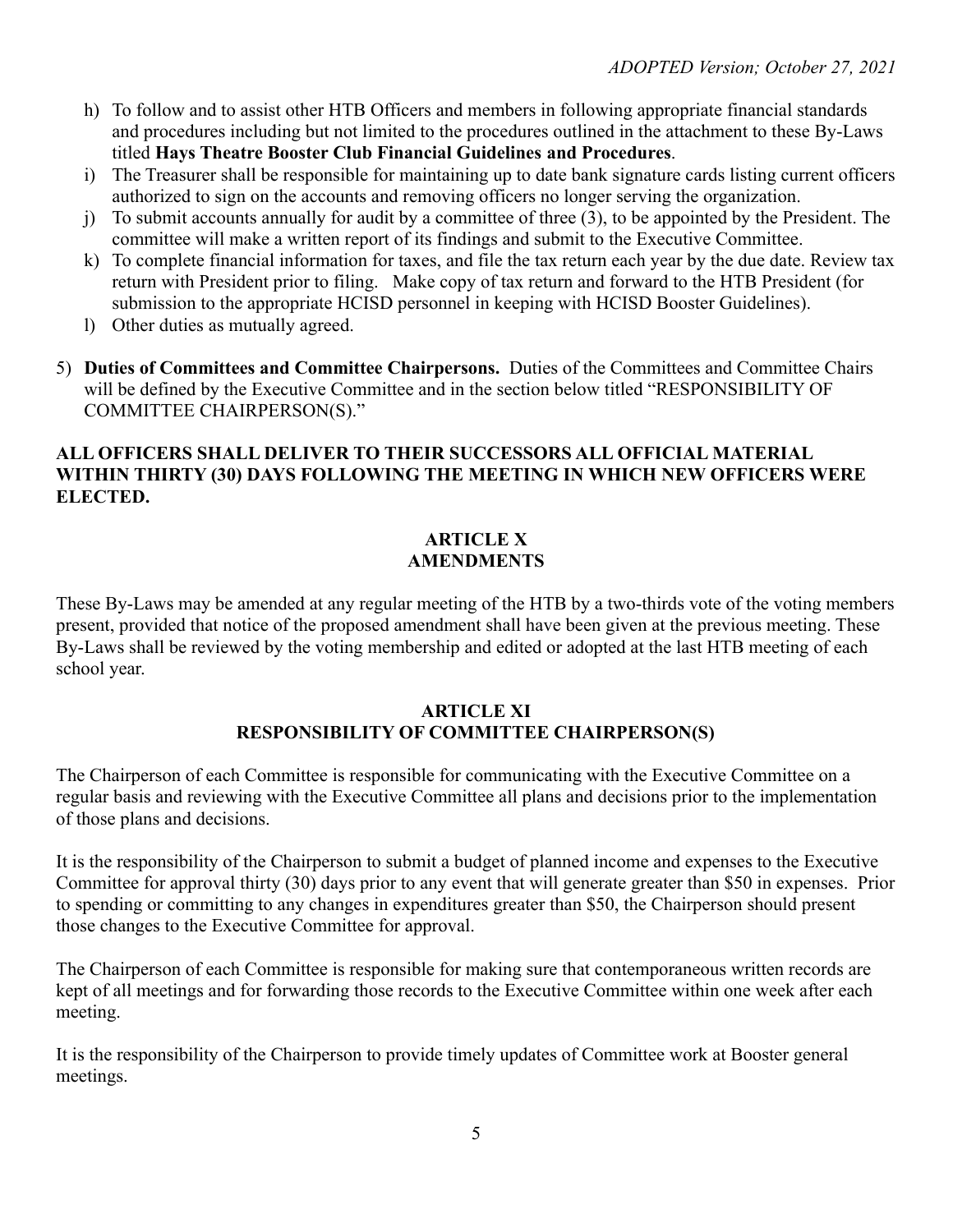h) To follow and to assist other HTB Officers and members in following appropriate financial standards and procedures including but not limited to the procedures outlined in the attachment to these By-Laws titled **Hays Theatre Booster Club Financial Guidelines and Procedures**.

i) The Treasurer shall be responsible for maintaining up to date bank signature cards listing current officers authorized to sign on the accounts and removing officers no longer serving the organization.

j) To submit accounts annually for audit by a committee of three (3), to be appointed by the President. The committee will make a written report of its findings and submit to the Executive Committee.

k) To complete financial information for taxes, and file the tax return each year by the due date. Review tax return with President prior to filing. Make copy of tax return and forward to the HTB President (for submission to the appropriate HCISD personnel in keeping with HCISD Booster Guidelines).

l) Other duties as mutually agreed.

5) **Duties of Committees and Committee Chairpersons.** Duties of the Committees and Committee Chairs will be defined by the Executive Committee and in the section below titled "RESPONSIBILITY OF COMMITTEE CHAIRPERSON(S)."

**ALL OFFICERS SHALL DELIVER TO THEIR SUCCESSORS ALL OFFICIAL MATERIAL WITHIN THIRTY (30) DAYS FOLLOWING THE MEETING IN WHICH NEW OFFICERS WERE ELECTED.**

## ARTICLE X
## AMENDMENTS

These By-Laws may be amended at any regular meeting of the HTB by a two-thirds vote of the voting members present, provided that notice of the proposed amendment shall have been given at the previous meeting. These By-Laws shall be reviewed by the voting membership and edited or adopted at the last HTB meeting of each school year.

## ARTICLE XI
## RESPONSIBILITY OF COMMITTEE CHAIRPERSON(S)

The Chairperson of each Committee is responsible for communicating with the Executive Committee on a regular basis and reviewing with the Executive Committee all plans and decisions prior to the implementation of those plans and decisions.

It is the responsibility of the Chairperson to submit a budget of planned income and expenses to the Executive Committee for approval thirty (30) days prior to any event that will generate greater than $50 in expenses. Prior to spending or committing to any changes in expenditures greater than $50, the Chairperson should present those changes to the Executive Committee for approval.

The Chairperson of each Committee is responsible for making sure that contemporaneous written records are kept of all meetings and for forwarding those records to the Executive Committee within one week after each meeting.

It is the responsibility of the Chairperson to provide timely updates of Committee work at Booster general meetings.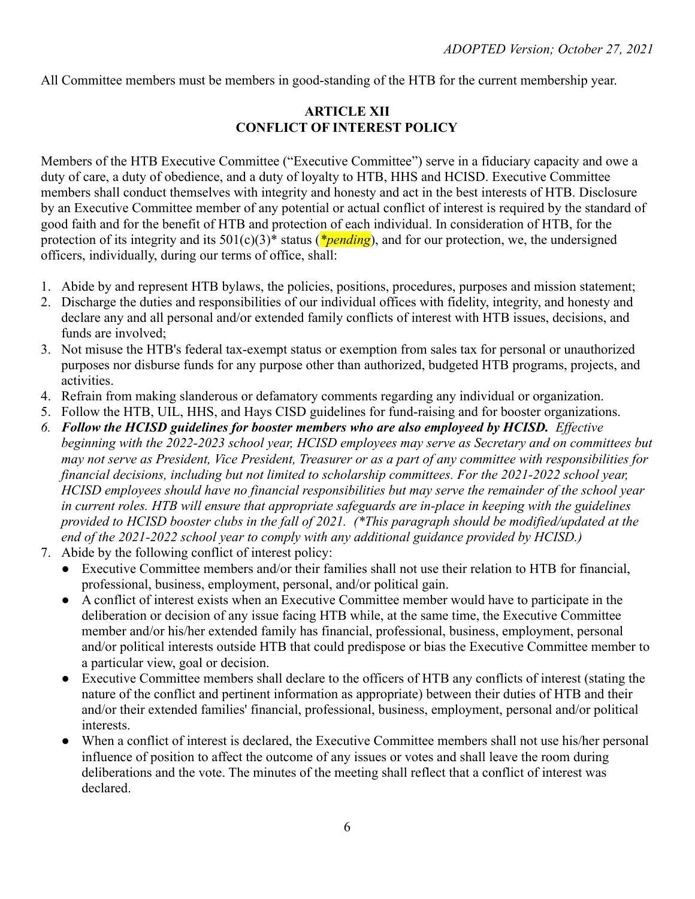All Committee members must be members in good-standing of the HTB for the current membership year.

## ARTICLE XII
## CONFLICT OF INTEREST POLICY

Members of the HTB Executive Committee ("Executive Committee") serve in a fiduciary capacity and owe a duty of care, a duty of obedience, and a duty of loyalty to HTB, HHS and HCISD. Executive Committee members shall conduct themselves with integrity and honesty and act in the best interests of HTB. Disclosure by an Executive Committee member of any potential or actual conflict of interest is required by the standard of good faith and for the benefit of HTB and protection of each individual. In consideration of HTB, for the protection of its integrity and its 501(c)(3)* status (*\*pending*), and for our protection, we, the undersigned officers, individually, during our terms of office, shall:

1. Abide by and represent HTB bylaws, the policies, positions, procedures, purposes and mission statement;
2. Discharge the duties and responsibilities of our individual offices with fidelity, integrity, and honesty and declare any and all personal and/or extended family conflicts of interest with HTB issues, decisions, and funds are involved;
3. Not misuse the HTB's federal tax-exempt status or exemption from sales tax for personal or unauthorized purposes nor disburse funds for any purpose other than authorized, budgeted HTB programs, projects, and activities.
4. Refrain from making slanderous or defamatory comments regarding any individual or organization.
5. Follow the HTB, UIL, HHS, and Hays CISD guidelines for fund-raising and for booster organizations.
6. ***Follow the HCISD guidelines for booster members who are also employeed by HCISD.*** *Effective beginning with the 2022-2023 school year, HCISD employees may serve as Secretary and on committees but may not serve as President, Vice President, Treasurer or as a part of any committee with responsibilities for financial decisions, including but not limited to scholarship committees. For the 2021-2022 school year, HCISD employees should have no financial responsibilities but may serve the remainder of the school year in current roles. HTB will ensure that appropriate safeguards are in-place in keeping with the guidelines provided to HCISD booster clubs in the fall of 2021. (\*This paragraph should be modified/updated at the end of the 2021-2022 school year to comply with any additional guidance provided by HCISD.)*
7. Abide by the following conflict of interest policy:
   - Executive Committee members and/or their families shall not use their relation to HTB for financial, professional, business, employment, personal, and/or political gain.
   - A conflict of interest exists when an Executive Committee member would have to participate in the deliberation or decision of any issue facing HTB while, at the same time, the Executive Committee member and/or his/her extended family has financial, professional, business, employment, personal and/or political interests outside HTB that could predispose or bias the Executive Committee member to a particular view, goal or decision.
   - Executive Committee members shall declare to the officers of HTB any conflicts of interest (stating the nature of the conflict and pertinent information as appropriate) between their duties of HTB and their and/or their extended families' financial, professional, business, employment, personal and/or political interests.
   - When a conflict of interest is declared, the Executive Committee members shall not use his/her personal influence of position to affect the outcome of any issues or votes and shall leave the room during deliberations and the vote. The minutes of the meeting shall reflect that a conflict of interest was declared.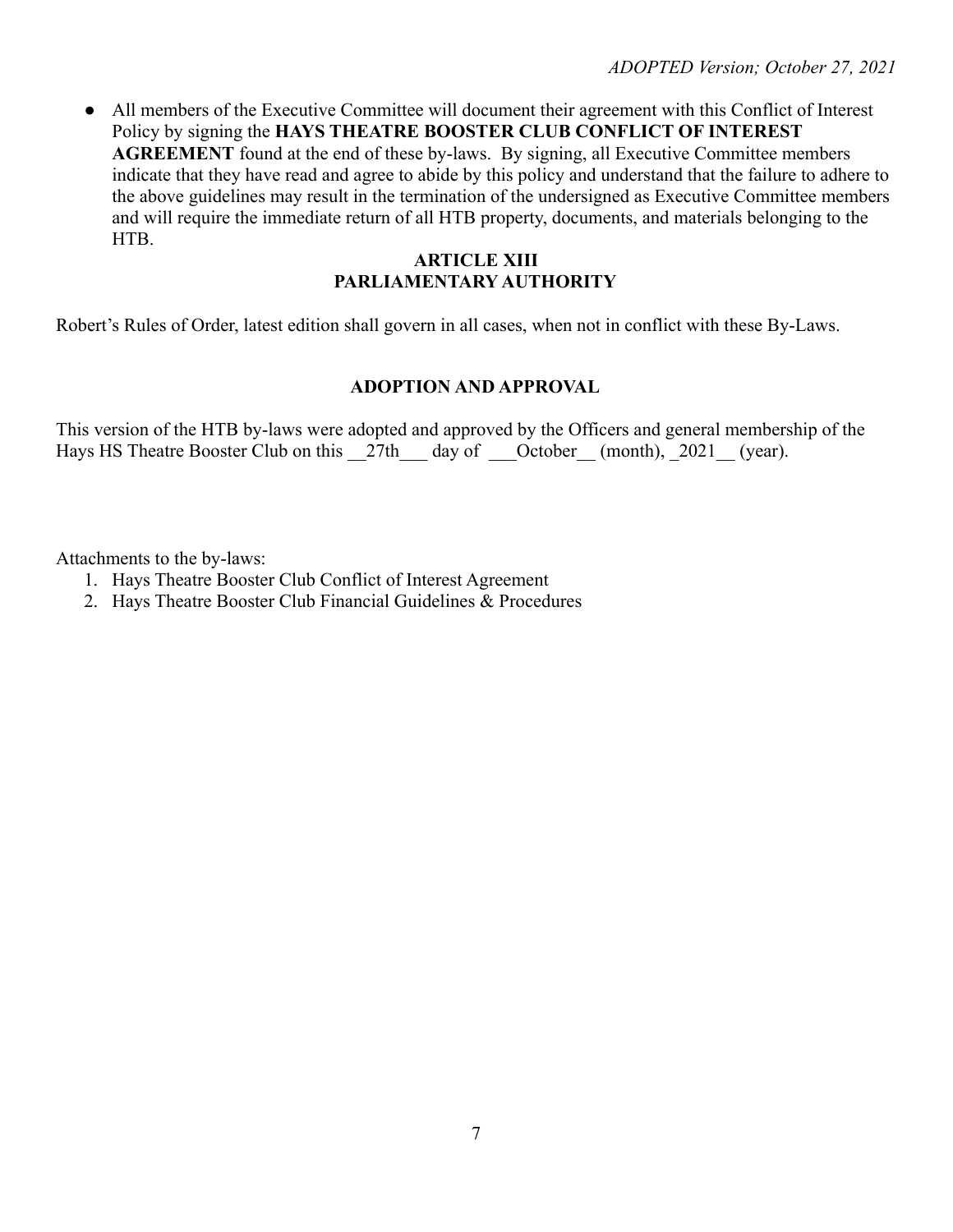- All members of the Executive Committee will document their agreement with this Conflict of Interest Policy by signing the **HAYS THEATRE BOOSTER CLUB CONFLICT OF INTEREST AGREEMENT** found at the end of these by-laws. By signing, all Executive Committee members indicate that they have read and agree to abide by this policy and understand that the failure to adhere to the above guidelines may result in the termination of the undersigned as Executive Committee members and will require the immediate return of all HTB property, documents, and materials belonging to the HTB.

## ARTICLE XIII
## PARLIAMENTARY AUTHORITY

Robert's Rules of Order, latest edition shall govern in all cases, when not in conflict with these By-Laws.

## ADOPTION AND APPROVAL

This version of the HTB by-laws were adopted and approved by the Officers and general membership of the Hays HS Theatre Booster Club on this __27th___ day of ___October__ (month), _2021__ (year).

Attachments to the by-laws:

1. Hays Theatre Booster Club Conflict of Interest Agreement
2. Hays Theatre Booster Club Financial Guidelines & Procedures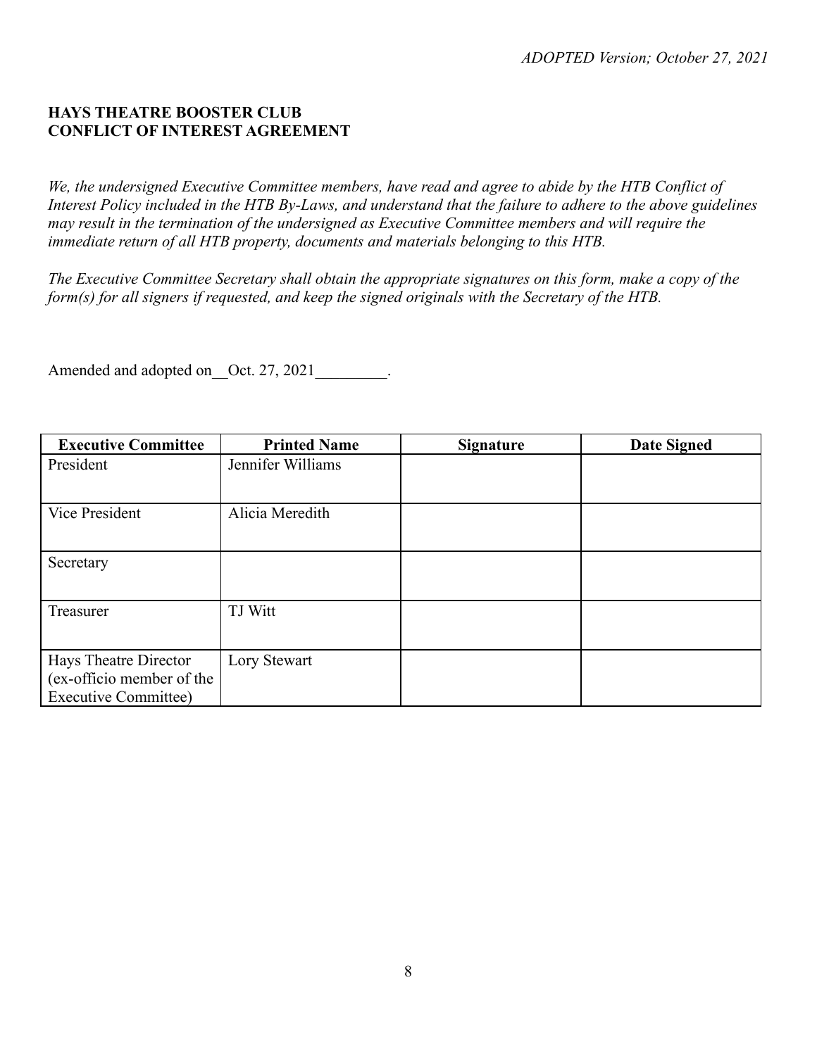*ADOPTED Version; October 27, 2021*

**HAYS THEATRE BOOSTER CLUB**
**CONFLICT OF INTEREST AGREEMENT**

*We, the undersigned Executive Committee members, have read and agree to abide by the HTB Conflict of Interest Policy included in the HTB By-Laws, and understand that the failure to adhere to the above guidelines may result in the termination of the undersigned as Executive Committee members and will require the immediate return of all HTB property, documents and materials belonging to this HTB.*

*The Executive Committee Secretary shall obtain the appropriate signatures on this form, make a copy of the form(s) for all signers if requested, and keep the signed originals with the Secretary of the HTB.*

Amended and adopted on__Oct. 27, 2021_________.

| Executive Committee | Printed Name | Signature | Date Signed |
|---|---|---|---|
| President | Jennifer Williams | | |
| Vice President | Alicia Meredith | | |
| Secretary | | | |
| Treasurer | TJ Witt | | |
| Hays Theatre Director (ex-officio member of the Executive Committee) | Lory Stewart | | |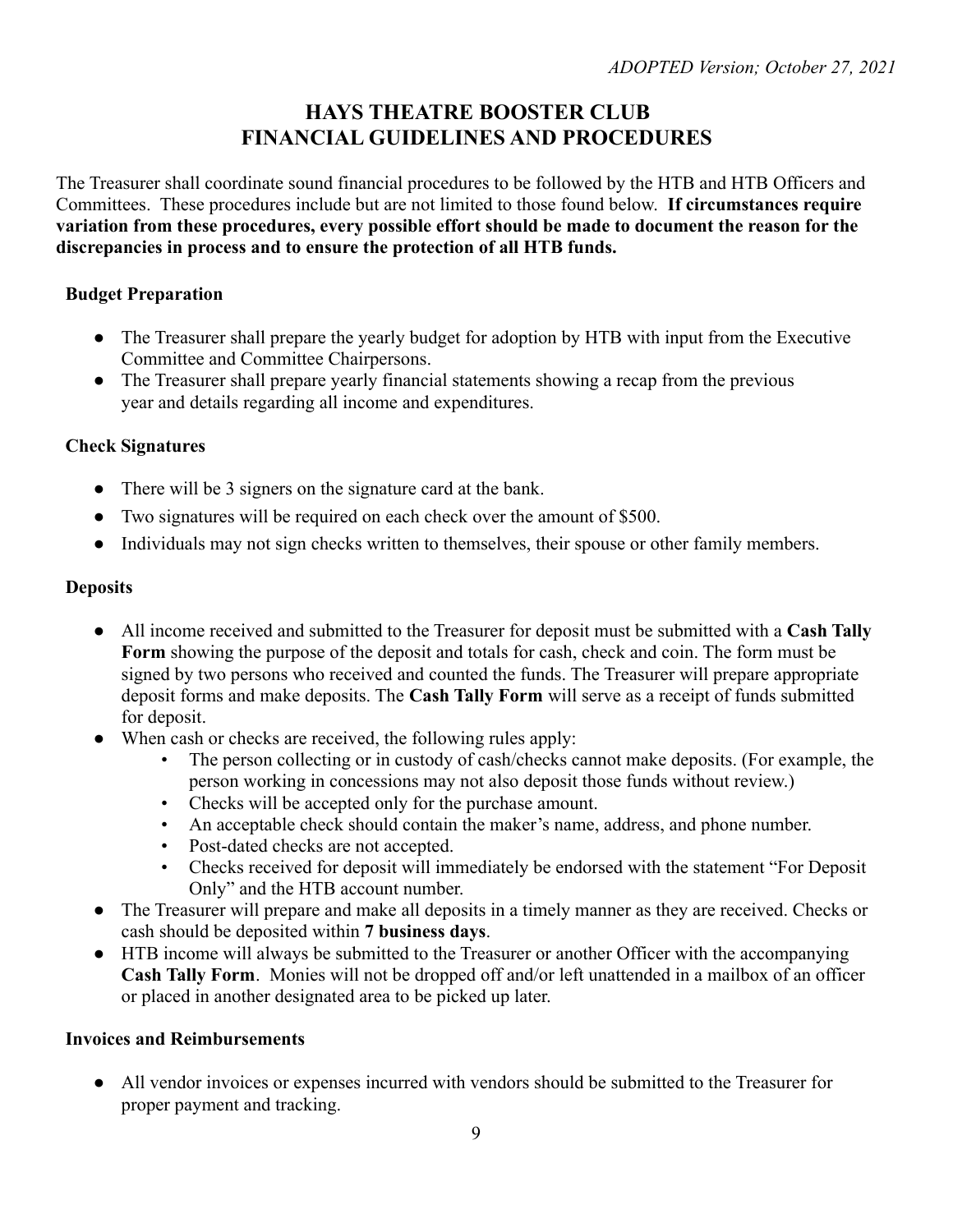*ADOPTED Version; October 27, 2021*

# HAYS THEATRE BOOSTER CLUB FINANCIAL GUIDELINES AND PROCEDURES

The Treasurer shall coordinate sound financial procedures to be followed by the HTB and HTB Officers and Committees. These procedures include but are not limited to those found below. **If circumstances require variation from these procedures, every possible effort should be made to document the reason for the discrepancies in process and to ensure the protection of all HTB funds.**

## Budget Preparation

- The Treasurer shall prepare the yearly budget for adoption by HTB with input from the Executive Committee and Committee Chairpersons.
- The Treasurer shall prepare yearly financial statements showing a recap from the previous year and details regarding all income and expenditures.

## Check Signatures

- There will be 3 signers on the signature card at the bank.
- Two signatures will be required on each check over the amount of $500.
- Individuals may not sign checks written to themselves, their spouse or other family members.

## Deposits

- All income received and submitted to the Treasurer for deposit must be submitted with a **Cash Tally Form** showing the purpose of the deposit and totals for cash, check and coin. The form must be signed by two persons who received and counted the funds. The Treasurer will prepare appropriate deposit forms and make deposits. The **Cash Tally Form** will serve as a receipt of funds submitted for deposit.
- When cash or checks are received, the following rules apply:
  - The person collecting or in custody of cash/checks cannot make deposits. (For example, the person working in concessions may not also deposit those funds without review.)
  - Checks will be accepted only for the purchase amount.
  - An acceptable check should contain the maker's name, address, and phone number.
  - Post-dated checks are not accepted.
  - Checks received for deposit will immediately be endorsed with the statement "For Deposit Only" and the HTB account number.
- The Treasurer will prepare and make all deposits in a timely manner as they are received. Checks or cash should be deposited within **7 business days**.
- HTB income will always be submitted to the Treasurer or another Officer with the accompanying **Cash Tally Form**. Monies will not be dropped off and/or left unattended in a mailbox of an officer or placed in another designated area to be picked up later.

## Invoices and Reimbursements

- All vendor invoices or expenses incurred with vendors should be submitted to the Treasurer for proper payment and tracking.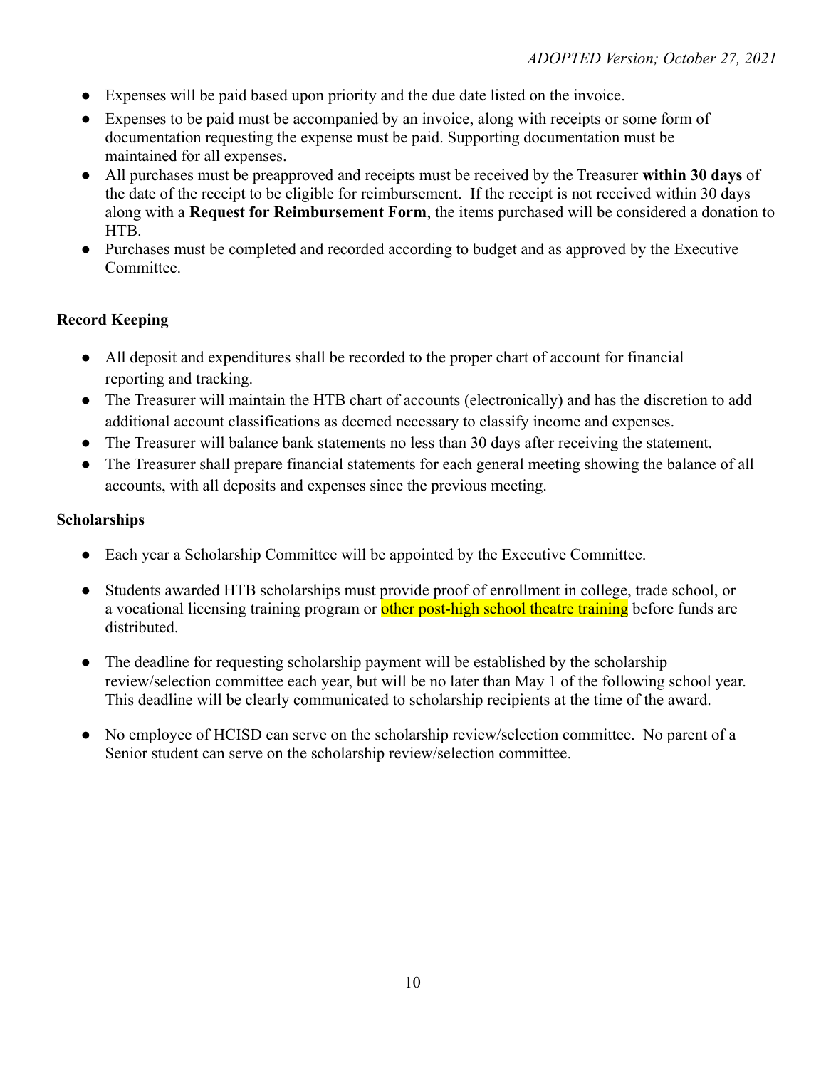- Expenses will be paid based upon priority and the due date listed on the invoice.
- Expenses to be paid must be accompanied by an invoice, along with receipts or some form of documentation requesting the expense must be paid. Supporting documentation must be maintained for all expenses.
- All purchases must be preapproved and receipts must be received by the Treasurer **within 30 days** of the date of the receipt to be eligible for reimbursement. If the receipt is not received within 30 days along with a **Request for Reimbursement Form**, the items purchased will be considered a donation to HTB.
- Purchases must be completed and recorded according to budget and as approved by the Executive Committee.

**Record Keeping**

- All deposit and expenditures shall be recorded to the proper chart of account for financial reporting and tracking.
- The Treasurer will maintain the HTB chart of accounts (electronically) and has the discretion to add additional account classifications as deemed necessary to classify income and expenses.
- The Treasurer will balance bank statements no less than 30 days after receiving the statement.
- The Treasurer shall prepare financial statements for each general meeting showing the balance of all accounts, with all deposits and expenses since the previous meeting.

**Scholarships**

- Each year a Scholarship Committee will be appointed by the Executive Committee.
- Students awarded HTB scholarships must provide proof of enrollment in college, trade school, or a vocational licensing training program or other post-high school theatre training before funds are distributed.
- The deadline for requesting scholarship payment will be established by the scholarship review/selection committee each year, but will be no later than May 1 of the following school year. This deadline will be clearly communicated to scholarship recipients at the time of the award.
- No employee of HCISD can serve on the scholarship review/selection committee. No parent of a Senior student can serve on the scholarship review/selection committee.